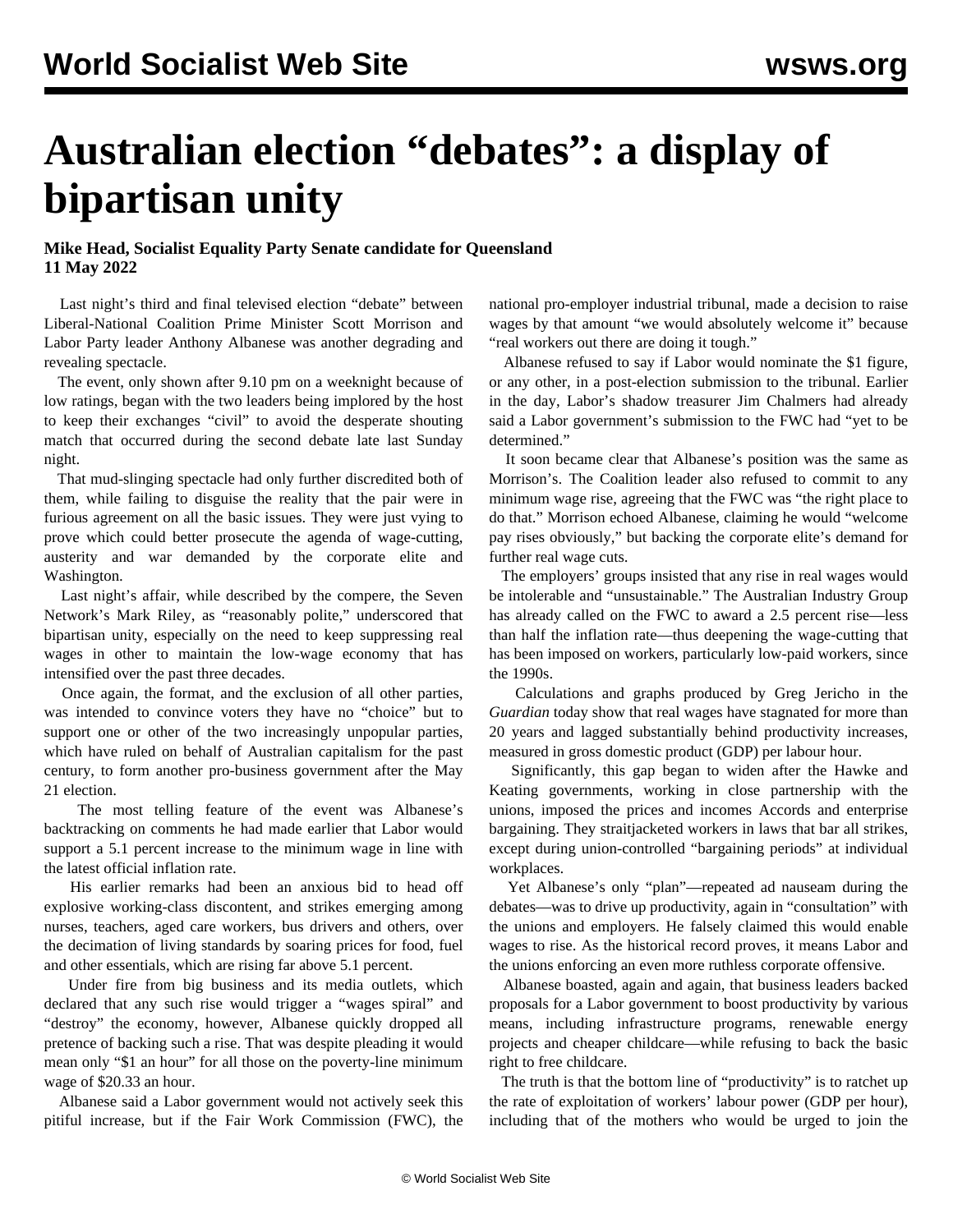# Australian election "debates": a display of bipartisan unity

**Mike Head, Socialist Equality Party Senate candidate for Queensland**
**11 May 2022**

Last night's third and final televised election "debate" between Liberal-National Coalition Prime Minister Scott Morrison and Labor Party leader Anthony Albanese was another degrading and revealing spectacle.

The event, only shown after 9.10 pm on a weeknight because of low ratings, began with the two leaders being implored by the host to keep their exchanges "civil" to avoid the desperate shouting match that occurred during the second debate late last Sunday night.

That mud-slinging spectacle had only further discredited both of them, while failing to disguise the reality that the pair were in furious agreement on all the basic issues. They were just vying to prove which could better prosecute the agenda of wage-cutting, austerity and war demanded by the corporate elite and Washington.

Last night's affair, while described by the compere, the Seven Network's Mark Riley, as "reasonably polite," underscored that bipartisan unity, especially on the need to keep suppressing real wages in other to maintain the low-wage economy that has intensified over the past three decades.

Once again, the format, and the exclusion of all other parties, was intended to convince voters they have no "choice" but to support one or other of the two increasingly unpopular parties, which have ruled on behalf of Australian capitalism for the past century, to form another pro-business government after the May 21 election.

The most telling feature of the event was Albanese's backtracking on comments he had made earlier that Labor would support a 5.1 percent increase to the minimum wage in line with the latest official inflation rate.

His earlier remarks had been an anxious bid to head off explosive working-class discontent, and strikes emerging among nurses, teachers, aged care workers, bus drivers and others, over the decimation of living standards by soaring prices for food, fuel and other essentials, which are rising far above 5.1 percent.

Under fire from big business and its media outlets, which declared that any such rise would trigger a "wages spiral" and "destroy" the economy, however, Albanese quickly dropped all pretence of backing such a rise. That was despite pleading it would mean only "$1 an hour" for all those on the poverty-line minimum wage of $20.33 an hour.

Albanese said a Labor government would not actively seek this pitiful increase, but if the Fair Work Commission (FWC), the national pro-employer industrial tribunal, made a decision to raise wages by that amount "we would absolutely welcome it" because "real workers out there are doing it tough."

Albanese refused to say if Labor would nominate the $1 figure, or any other, in a post-election submission to the tribunal. Earlier in the day, Labor's shadow treasurer Jim Chalmers had already said a Labor government's submission to the FWC had "yet to be determined."

It soon became clear that Albanese's position was the same as Morrison's. The Coalition leader also refused to commit to any minimum wage rise, agreeing that the FWC was "the right place to do that." Morrison echoed Albanese, claiming he would "welcome pay rises obviously," but backing the corporate elite's demand for further real wage cuts.

The employers' groups insisted that any rise in real wages would be intolerable and "unsustainable." The Australian Industry Group has already called on the FWC to award a 2.5 percent rise—less than half the inflation rate—thus deepening the wage-cutting that has been imposed on workers, particularly low-paid workers, since the 1990s.

Calculations and graphs produced by Greg Jericho in the *Guardian* today show that real wages have stagnated for more than 20 years and lagged substantially behind productivity increases, measured in gross domestic product (GDP) per labour hour.

Significantly, this gap began to widen after the Hawke and Keating governments, working in close partnership with the unions, imposed the prices and incomes Accords and enterprise bargaining. They straitjacketed workers in laws that bar all strikes, except during union-controlled "bargaining periods" at individual workplaces.

Yet Albanese's only "plan"—repeated ad nauseam during the debates—was to drive up productivity, again in "consultation" with the unions and employers. He falsely claimed this would enable wages to rise. As the historical record proves, it means Labor and the unions enforcing an even more ruthless corporate offensive.

Albanese boasted, again and again, that business leaders backed proposals for a Labor government to boost productivity by various means, including infrastructure programs, renewable energy projects and cheaper childcare—while refusing to back the basic right to free childcare.

The truth is that the bottom line of "productivity" is to ratchet up the rate of exploitation of workers' labour power (GDP per hour), including that of the mothers who would be urged to join the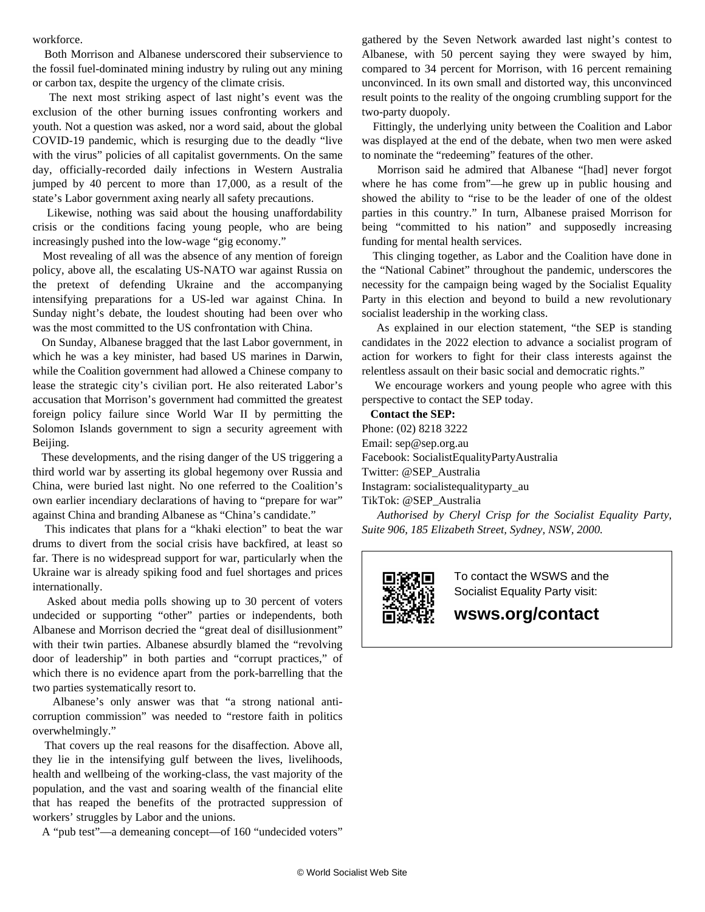workforce.

Both Morrison and Albanese underscored their subservience to the fossil fuel-dominated mining industry by ruling out any mining or carbon tax, despite the urgency of the climate crisis.

The next most striking aspect of last night's event was the exclusion of the other burning issues confronting workers and youth. Not a question was asked, nor a word said, about the global COVID-19 pandemic, which is resurging due to the deadly "live with the virus" policies of all capitalist governments. On the same day, officially-recorded daily infections in Western Australia jumped by 40 percent to more than 17,000, as a result of the state's Labor government axing nearly all safety precautions.

Likewise, nothing was said about the housing unaffordability crisis or the conditions facing young people, who are being increasingly pushed into the low-wage "gig economy."

Most revealing of all was the absence of any mention of foreign policy, above all, the escalating US-NATO war against Russia on the pretext of defending Ukraine and the accompanying intensifying preparations for a US-led war against China. In Sunday night's debate, the loudest shouting had been over who was the most committed to the US confrontation with China.

On Sunday, Albanese bragged that the last Labor government, in which he was a key minister, had based US marines in Darwin, while the Coalition government had allowed a Chinese company to lease the strategic city's civilian port. He also reiterated Labor's accusation that Morrison's government had committed the greatest foreign policy failure since World War II by permitting the Solomon Islands government to sign a security agreement with Beijing.

These developments, and the rising danger of the US triggering a third world war by asserting its global hegemony over Russia and China, were buried last night. No one referred to the Coalition's own earlier incendiary declarations of having to "prepare for war" against China and branding Albanese as "China's candidate."

This indicates that plans for a "khaki election" to beat the war drums to divert from the social crisis have backfired, at least so far. There is no widespread support for war, particularly when the Ukraine war is already spiking food and fuel shortages and prices internationally.

Asked about media polls showing up to 30 percent of voters undecided or supporting "other" parties or independents, both Albanese and Morrison decried the "great deal of disillusionment" with their twin parties. Albanese absurdly blamed the "revolving door of leadership" in both parties and "corrupt practices," of which there is no evidence apart from the pork-barrelling that the two parties systematically resort to.

Albanese's only answer was that "a strong national anti-corruption commission" was needed to "restore faith in politics overwhelmingly."

That covers up the real reasons for the disaffection. Above all, they lie in the intensifying gulf between the lives, livelihoods, health and wellbeing of the working-class, the vast majority of the population, and the vast and soaring wealth of the financial elite that has reaped the benefits of the protracted suppression of workers' struggles by Labor and the unions.

A "pub test"—a demeaning concept—of 160 "undecided voters" gathered by the Seven Network awarded last night's contest to Albanese, with 50 percent saying they were swayed by him, compared to 34 percent for Morrison, with 16 percent remaining unconvinced. In its own small and distorted way, this unconvinced result points to the reality of the ongoing crumbling support for the two-party duopoly.

Fittingly, the underlying unity between the Coalition and Labor was displayed at the end of the debate, when two men were asked to nominate the "redeeming" features of the other.

Morrison said he admired that Albanese "[had] never forgot where he has come from"—he grew up in public housing and showed the ability to "rise to be the leader of one of the oldest parties in this country." In turn, Albanese praised Morrison for being "committed to his nation" and supposedly increasing funding for mental health services.

This clinging together, as Labor and the Coalition have done in the "National Cabinet" throughout the pandemic, underscores the necessity for the campaign being waged by the Socialist Equality Party in this election and beyond to build a new revolutionary socialist leadership in the working class.

As explained in our election statement, "the SEP is standing candidates in the 2022 election to advance a socialist program of action for workers to fight for their class interests against the relentless assault on their basic social and democratic rights."

We encourage workers and young people who agree with this perspective to contact the SEP today.

**Contact the SEP:**

Phone: (02) 8218 3222
Email: sep@sep.org.au
Facebook: SocialistEqualityPartyAustralia
Twitter: @SEP_Australia
Instagram: socialistequalityparty_au
TikTok: @SEP_Australia

*Authorised by Cheryl Crisp for the Socialist Equality Party, Suite 906, 185 Elizabeth Street, Sydney, NSW, 2000.*

To contact the WSWS and the Socialist Equality Party visit:

**wsws.org/contact**